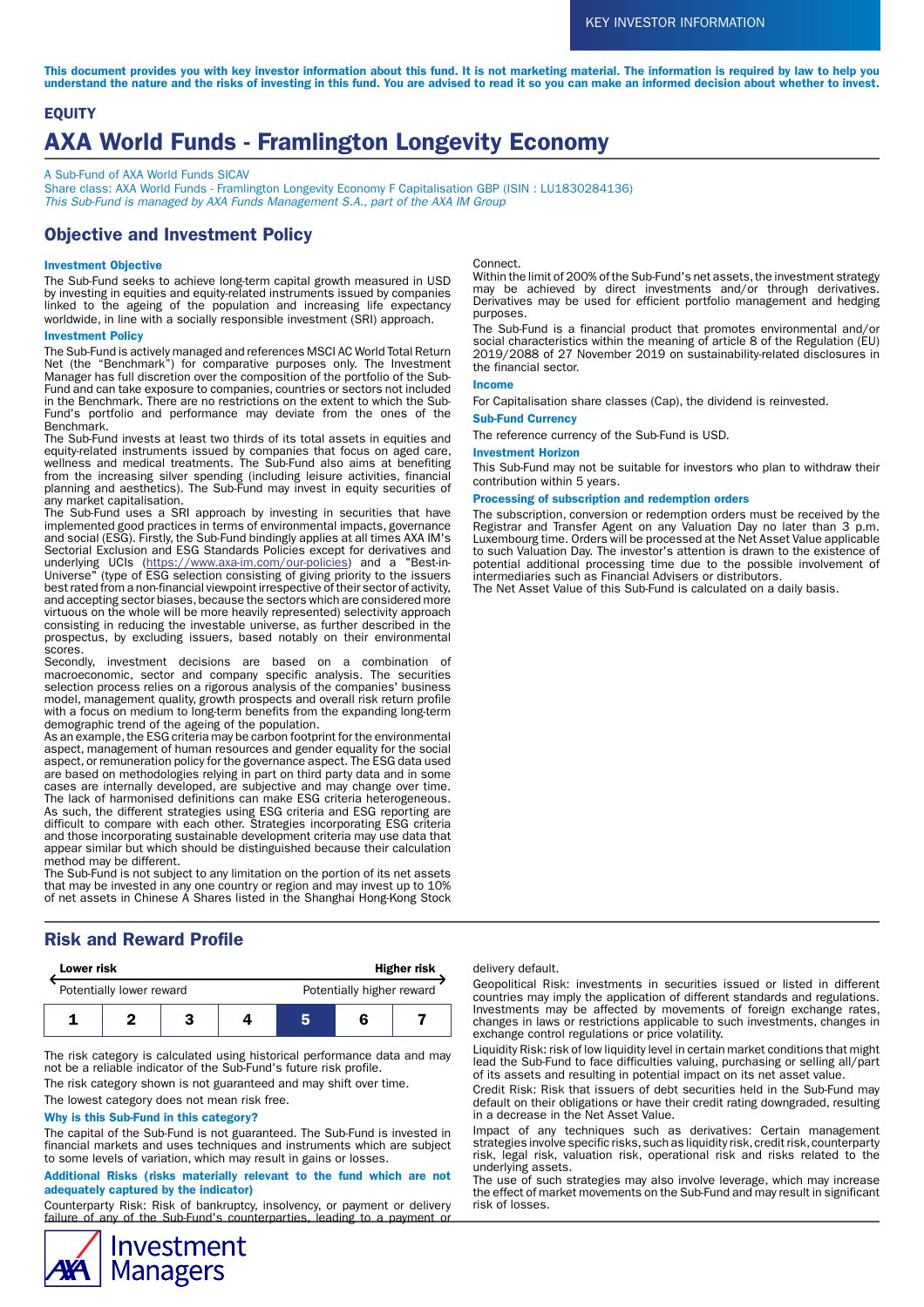KEY INVESTOR INFORMATION

**This document provides you with key investor information about this fund. It is not marketing material. The information is required by law to help you understand the nature and the risks of investing in this fund. You are advised to read it so you can make an informed decision about whether to invest.**

**EQUITY**

# AXA World Funds - Framlington Longevity Economy

A Sub-Fund of AXA World Funds SICAV
Share class: AXA World Funds - Framlington Longevity Economy F Capitalisation GBP (ISIN : LU1830284136)
*This Sub-Fund is managed by AXA Funds Management S.A., part of the AXA IM Group*

## Objective and Investment Policy

### Investment Objective

The Sub-Fund seeks to achieve long-term capital growth measured in USD by investing in equities and equity-related instruments issued by companies linked to the ageing of the population and increasing life expectancy worldwide, in line with a socially responsible investment (SRI) approach.

### Investment Policy

The Sub-Fund is actively managed and references MSCI AC World Total Return Net (the "Benchmark") for comparative purposes only. The Investment Manager has full discretion over the composition of the portfolio of the Sub-Fund and can take exposure to companies, countries or sectors not included in the Benchmark. There are no restrictions on the extent to which the Sub-Fund's portfolio and performance may deviate from the ones of the Benchmark.

The Sub-Fund invests at least two thirds of its total assets in equities and equity-related instruments issued by companies that focus on aged care, wellness and medical treatments. The Sub-Fund also aims at benefiting from the increasing silver spending (including leisure activities, financial planning and aesthetics). The Sub-Fund may invest in equity securities of any market capitalisation.

The Sub-Fund uses a SRI approach by investing in securities that have implemented good practices in terms of environmental impacts, governance and social (ESG). Firstly, the Sub-Fund bindingly applies at all times AXA IM's Sectorial Exclusion and ESG Standards Policies except for derivatives and underlying UCIs (https://www.axa-im.com/our-policies) and a "Best-in-Universe" (type of ESG selection consisting of giving priority to the issuers best rated from a non-financial viewpoint irrespective of their sector of activity, and accepting sector biases, because the sectors which are considered more virtuous on the whole will be more heavily represented) selectivity approach consisting in reducing the investable universe, as further described in the prospectus, by excluding issuers, based notably on their environmental scores.

Secondly, investment decisions are based on a combination of macroeconomic, sector and company specific analysis. The securities selection process relies on a rigorous analysis of the companies' business model, management quality, growth prospects and overall risk return profile with a focus on medium to long-term benefits from the expanding long-term demographic trend of the ageing of the population.

As an example, the ESG criteria may be carbon footprint for the environmental aspect, management of human resources and gender equality for the social aspect, or remuneration policy for the governance aspect. The ESG data used are based on methodologies relying in part on third party data and in some cases are internally developed, are subjective and may change over time. The lack of harmonised definitions can make ESG criteria heterogeneous. As such, the different strategies using ESG criteria and ESG reporting are difficult to compare with each other. Strategies incorporating ESG criteria and those incorporating sustainable development criteria may use data that appear similar but which should be distinguished because their calculation method may be different.

The Sub-Fund is not subject to any limitation on the portion of its net assets that may be invested in any one country or region and may invest up to 10% of net assets in Chinese A Shares listed in the Shanghai Hong-Kong Stock Connect.

Within the limit of 200% of the Sub-Fund's net assets, the investment strategy may be achieved by direct investments and/or through derivatives. Derivatives may be used for efficient portfolio management and hedging purposes.

The Sub-Fund is a financial product that promotes environmental and/or social characteristics within the meaning of article 8 of the Regulation (EU) 2019/2088 of 27 November 2019 on sustainability-related disclosures in the financial sector.

### Income

For Capitalisation share classes (Cap), the dividend is reinvested.

### Sub-Fund Currency

The reference currency of the Sub-Fund is USD.

### Investment Horizon

This Sub-Fund may not be suitable for investors who plan to withdraw their contribution within 5 years.

### Processing of subscription and redemption orders

The subscription, conversion or redemption orders must be received by the Registrar and Transfer Agent on any Valuation Day no later than 3 p.m. Luxembourg time. Orders will be processed at the Net Asset Value applicable to such Valuation Day. The investor's attention is drawn to the existence of potential additional processing time due to the possible involvement of intermediaries such as Financial Advisers or distributors.

The Net Asset Value of this Sub-Fund is calculated on a daily basis.

## Risk and Reward Profile

**Lower risk** — **Higher risk**

Potentially lower reward — Potentially higher reward

| 1 | 2 | 3 | 4 | **5** | 6 | 7 |
|---|---|---|---|---|---|---|

The risk category is calculated using historical performance data and may not be a reliable indicator of the Sub-Fund's future risk profile.

The risk category shown is not guaranteed and may shift over time.

The lowest category does not mean risk free.

### Why is this Sub-Fund in this category?

The capital of the Sub-Fund is not guaranteed. The Sub-Fund is invested in financial markets and uses techniques and instruments which are subject to some levels of variation, which may result in gains or losses.

### Additional Risks (risks materially relevant to the fund which are not adequately captured by the indicator)

Counterparty Risk: Risk of bankruptcy, insolvency, or payment or delivery failure of any of the Sub-Fund's counterparties, leading to a payment or delivery default.

Geopolitical Risk: investments in securities issued or listed in different countries may imply the application of different standards and regulations. Investments may be affected by movements of foreign exchange rates, changes in laws or restrictions applicable to such investments, changes in exchange control regulations or price volatility.

Liquidity Risk: risk of low liquidity level in certain market conditions that might lead the Sub-Fund to face difficulties valuing, purchasing or selling all/part of its assets and resulting in potential impact on its net asset value.

Credit Risk: Risk that issuers of debt securities held in the Sub-Fund may default on their obligations or have their credit rating downgraded, resulting in a decrease in the Net Asset Value.

Impact of any techniques such as derivatives: Certain management strategies involve specific risks, such as liquidity risk, credit risk, counterparty risk, legal risk, valuation risk, operational risk and risks related to the underlying assets.

The use of such strategies may also involve leverage, which may increase the effect of market movements on the Sub-Fund and may result in significant risk of losses.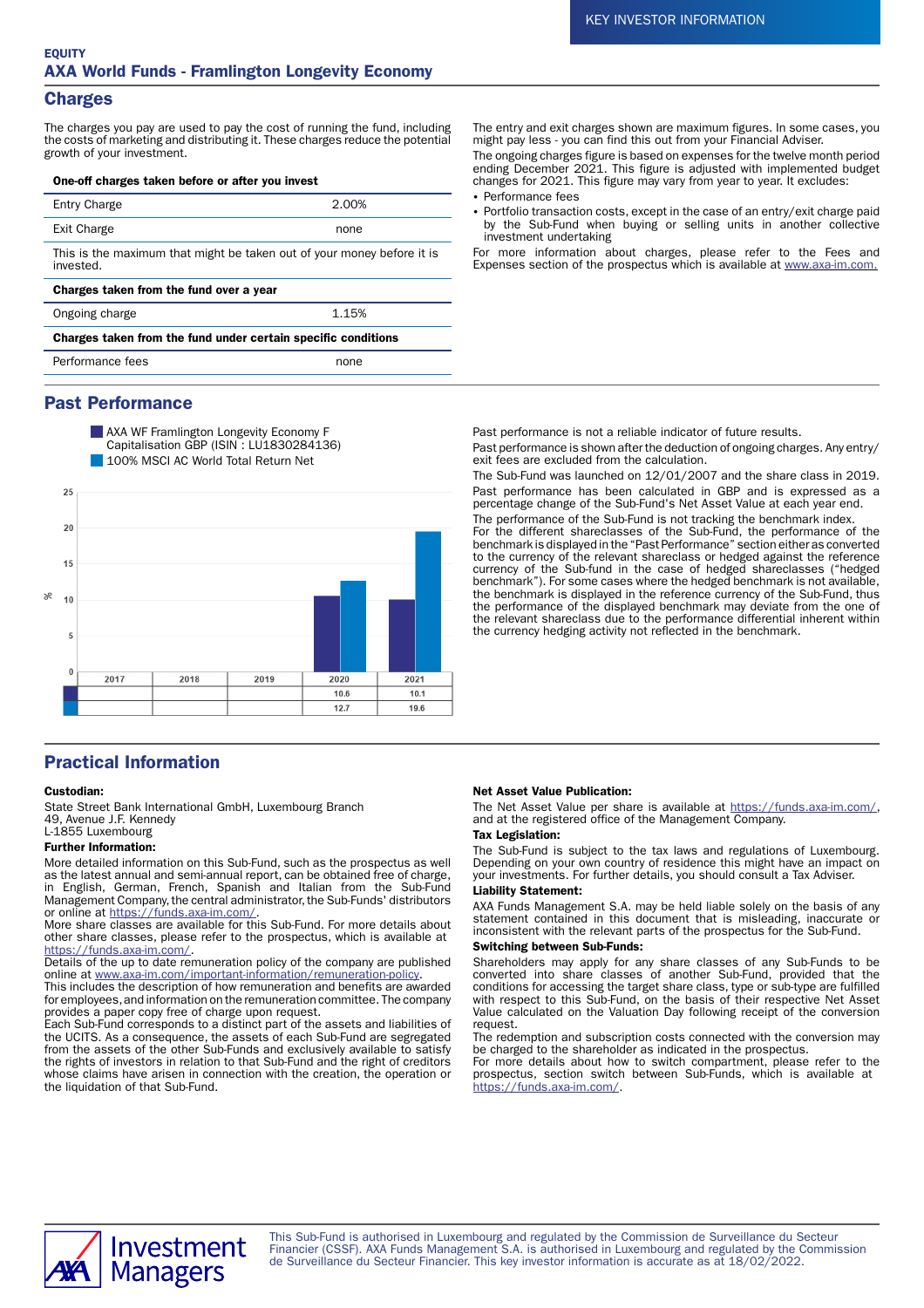KEY INVESTOR INFORMATION

**EQUITY**

# AXA World Funds - Framlington Longevity Economy

## Charges

The charges you pay are used to pay the cost of running the fund, including the costs of marketing and distributing it. These charges reduce the potential growth of your investment.

| | |
|---|---|
| **One-off charges taken before or after you invest** | |
| Entry Charge | 2.00% |
| Exit Charge | none |
| This is the maximum that might be taken out of your money before it is invested. | |
| **Charges taken from the fund over a year** | |
| Ongoing charge | 1.15% |
| **Charges taken from the fund under certain specific conditions** | |
| Performance fees | none |

The entry and exit charges shown are maximum figures. In some cases, you might pay less - you can find this out from your Financial Adviser.

The ongoing charges figure is based on expenses for the twelve month period ending December 2021. This figure is adjusted with implemented budget changes for 2021. This figure may vary from year to year. It excludes:

- Performance fees
- Portfolio transaction costs, except in the case of an entry/exit charge paid by the Sub-Fund when buying or selling units in another collective investment undertaking

For more information about charges, please refer to the Fees and Expenses section of the prospectus which is available at www.axa-im.com.

## Past Performance

AXA WF Framlington Longevity Economy F Capitalisation GBP (ISIN : LU1830284136)
100% MSCI AC World Total Return Net

%
25
20
15
10
5
0
2017 2018 2019 2020 2021
10.6 10.1
12.7 19.6

Past performance is not a reliable indicator of future results.

Past performance is shown after the deduction of ongoing charges. Any entry/exit fees are excluded from the calculation.

The Sub-Fund was launched on 12/01/2007 and the share class in 2019.

Past performance has been calculated in GBP and is expressed as a percentage change of the Sub-Fund's Net Asset Value at each year end.

The performance of the Sub-Fund is not tracking the benchmark index.
For the different shareclasses of the Sub-Fund, the performance of the benchmark is displayed in the "Past Performance" section either as converted to the currency of the relevant shareclass or hedged against the reference currency of the Sub-fund in the case of hedged shareclasses ("hedged benchmark"). For some cases where the hedged benchmark is not available, the benchmark is displayed in the reference currency of the Sub-Fund, thus the performance of the displayed benchmark may deviate from the one of the relevant shareclass due to the performance differential inherent within the currency hedging activity not reflected in the benchmark.

## Practical Information

**Custodian:**

State Street Bank International GmbH, Luxembourg Branch
49, Avenue J.F. Kennedy
L-1855 Luxembourg

**Further Information:**

More detailed information on this Sub-Fund, such as the prospectus as well as the latest annual and semi-annual report, can be obtained free of charge, in English, German, French, Spanish and Italian from the Sub-Fund Management Company, the central administrator, the Sub-Funds' distributors or online at https://funds.axa-im.com/.
More share classes are available for this Sub-Fund. For more details about other share classes, please refer to the prospectus, which is available at https://funds.axa-im.com/.
Details of the up to date remuneration policy of the company are published online at www.axa-im.com/important-information/remuneration-policy.
This includes the description of how remuneration and benefits are awarded for employees, and information on the remuneration committee. The company provides a paper copy free of charge upon request.
Each Sub-Fund corresponds to a distinct part of the assets and liabilities of the UCITS. As a consequence, the assets of each Sub-Fund are segregated from the assets of the other Sub-Funds and exclusively available to satisfy the rights of investors in relation to that Sub-Fund and the right of creditors whose claims have arisen in connection with the creation, the operation or the liquidation of that Sub-Fund.

**Net Asset Value Publication:**

The Net Asset Value per share is available at https://funds.axa-im.com/, and at the registered office of the Management Company.

**Tax Legislation:**

The Sub-Fund is subject to the tax laws and regulations of Luxembourg. Depending on your own country of residence this might have an impact on your investments. For further details, you should consult a Tax Adviser.

**Liability Statement:**

AXA Funds Management S.A. may be held liable solely on the basis of any statement contained in this document that is misleading, inaccurate or inconsistent with the relevant parts of the prospectus for the Sub-Fund.

**Switching between Sub-Funds:**

Shareholders may apply for any share classes of any Sub-Funds to be converted into share classes of another Sub-Fund, provided that the conditions for accessing the target share class, type or sub-type are fulfilled with respect to this Sub-Fund, on the basis of their respective Net Asset Value calculated on the Valuation Day following receipt of the conversion request.
The redemption and subscription costs connected with the conversion may be charged to the shareholder as indicated in the prospectus.
For more details about how to switch compartment, please refer to the prospectus, section switch between Sub-Funds, which is available at https://funds.axa-im.com/.

This Sub-Fund is authorised in Luxembourg and regulated by the Commission de Surveillance du Secteur Financier (CSSF). AXA Funds Management S.A. is authorised in Luxembourg and regulated by the Commission de Surveillance du Secteur Financier. This key investor information is accurate as at 18/02/2022.